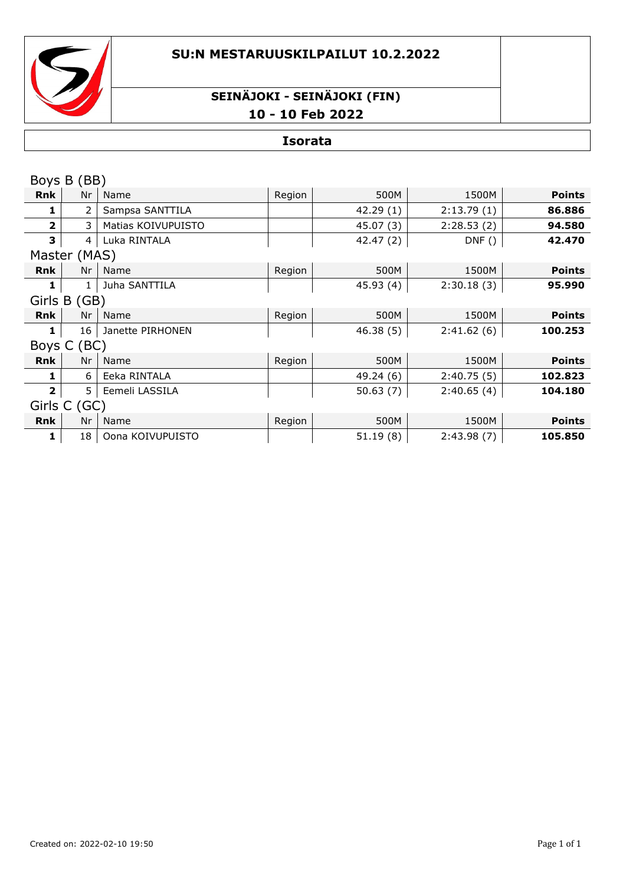# SU:N MESTARUUSKILPAILUT 10.2.2022

## SEINÄJOKI - SEINÄJOKI (FIN)

## 10 - 10 Feb 2022

## Isorata

### Boys B (BB)

| Rnk | Nr | Name | Region | 500M | 1500M | Points |
|---|---|---|---|---|---|---|
| **1** | 2 | Sampsa SANTTILA | | 42.29 (1) | 2:13.79 (1) | **86.886** |
| **2** | 3 | Matias KOIVUPUISTO | | 45.07 (3) | 2:28.53 (2) | **94.580** |
| **3** | 4 | Luka RINTALA | | 42.47 (2) | DNF () | **42.470** |

### Master (MAS)

| Rnk | Nr | Name | Region | 500M | 1500M | Points |
|---|---|---|---|---|---|---|
| **1** | 1 | Juha SANTTILA | | 45.93 (4) | 2:30.18 (3) | **95.990** |

### Girls B (GB)

| Rnk | Nr | Name | Region | 500M | 1500M | Points |
|---|---|---|---|---|---|---|
| **1** | 16 | Janette PIRHONEN | | 46.38 (5) | 2:41.62 (6) | **100.253** |

### Boys C (BC)

| Rnk | Nr | Name | Region | 500M | 1500M | Points |
|---|---|---|---|---|---|---|
| **1** | 6 | Eeka RINTALA | | 49.24 (6) | 2:40.75 (5) | **102.823** |
| **2** | 5 | Eemeli LASSILA | | 50.63 (7) | 2:40.65 (4) | **104.180** |

### Girls C (GC)

| Rnk | Nr | Name | Region | 500M | 1500M | Points |
|---|---|---|---|---|---|---|
| **1** | 18 | Oona KOIVUPUISTO | | 51.19 (8) | 2:43.98 (7) | **105.850** |

Created on: 2022-02-10 19:50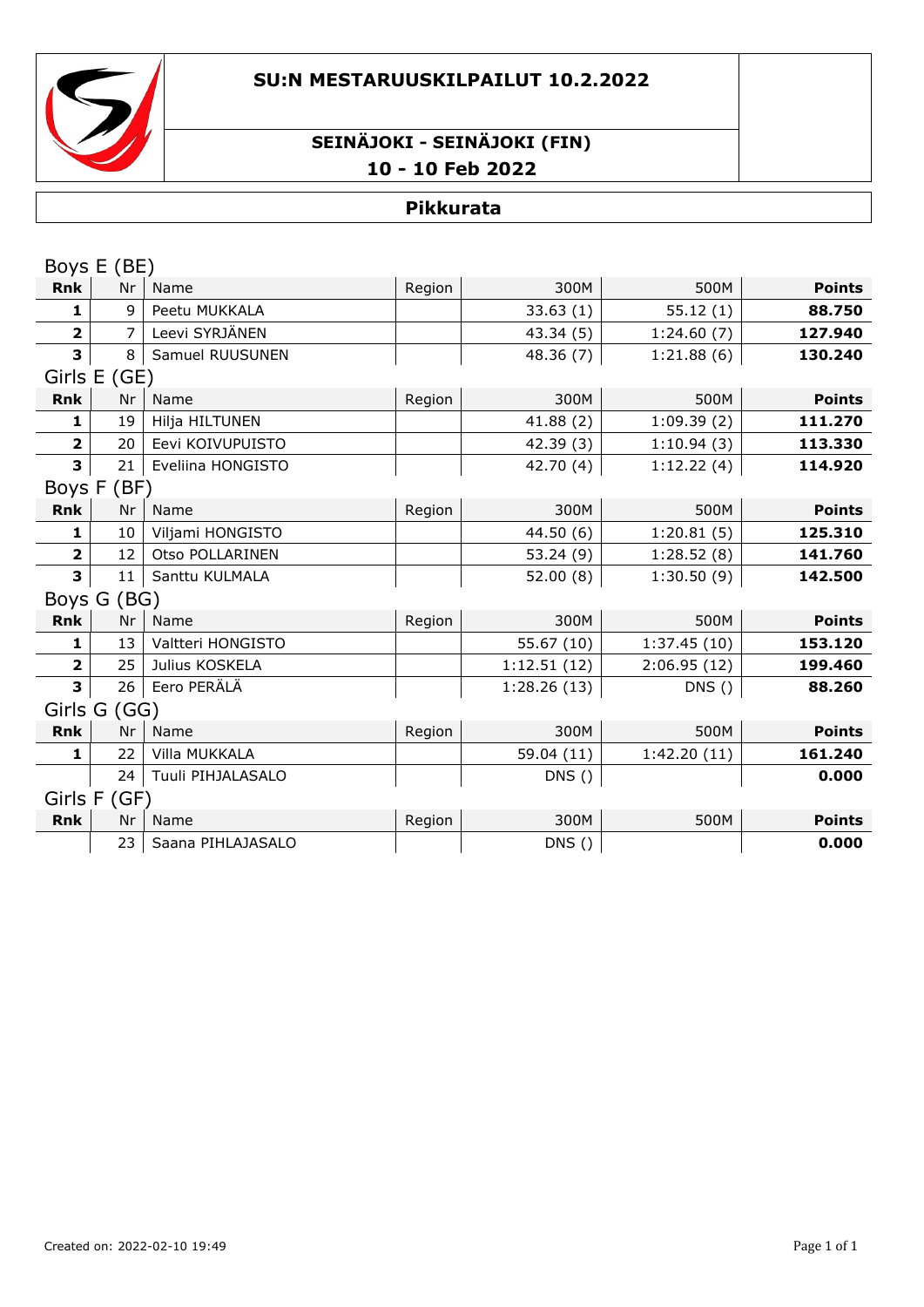# SU:N MESTARUUSKILPAILUT 10.2.2022

## SEINÄJOKI - SEINÄJOKI (FIN)

## 10 - 10 Feb 2022

### Pikkurata

#### Boys E (BE)

| Rnk | Nr | Name | Region | 300M | 500M | Points |
|---|---|---|---|---|---|---|
| **1** | 9 | Peetu MUKKALA | | 33.63 (1) | 55.12 (1) | **88.750** |
| **2** | 7 | Leevi SYRJÄNEN | | 43.34 (5) | 1:24.60 (7) | **127.940** |
| **3** | 8 | Samuel RUUSUNEN | | 48.36 (7) | 1:21.88 (6) | **130.240** |

#### Girls E (GE)

| Rnk | Nr | Name | Region | 300M | 500M | Points |
|---|---|---|---|---|---|---|
| **1** | 19 | Hilja HILTUNEN | | 41.88 (2) | 1:09.39 (2) | **111.270** |
| **2** | 20 | Eevi KOIVUPUISTO | | 42.39 (3) | 1:10.94 (3) | **113.330** |
| **3** | 21 | Eveliina HONGISTO | | 42.70 (4) | 1:12.22 (4) | **114.920** |

#### Boys F (BF)

| Rnk | Nr | Name | Region | 300M | 500M | Points |
|---|---|---|---|---|---|---|
| **1** | 10 | Viljami HONGISTO | | 44.50 (6) | 1:20.81 (5) | **125.310** |
| **2** | 12 | Otso POLLARINEN | | 53.24 (9) | 1:28.52 (8) | **141.760** |
| **3** | 11 | Santtu KULMALA | | 52.00 (8) | 1:30.50 (9) | **142.500** |

#### Boys G (BG)

| Rnk | Nr | Name | Region | 300M | 500M | Points |
|---|---|---|---|---|---|---|
| **1** | 13 | Valtteri HONGISTO | | 55.67 (10) | 1:37.45 (10) | **153.120** |
| **2** | 25 | Julius KOSKELA | | 1:12.51 (12) | 2:06.95 (12) | **199.460** |
| **3** | 26 | Eero PERÄLÄ | | 1:28.26 (13) | DNS () | **88.260** |

#### Girls G (GG)

| Rnk | Nr | Name | Region | 300M | 500M | Points |
|---|---|---|---|---|---|---|
| **1** | 22 | Villa MUKKALA | | 59.04 (11) | 1:42.20 (11) | **161.240** |
| | 24 | Tuuli PIHLAJASALO | | DNS () | | **0.000** |

#### Girls F (GF)

| Rnk | Nr | Name | Region | 300M | 500M | Points |
|---|---|---|---|---|---|---|
| | 23 | Saana PIHLAJASALO | | DNS () | | **0.000** |

Created on: 2022-02-10 19:49